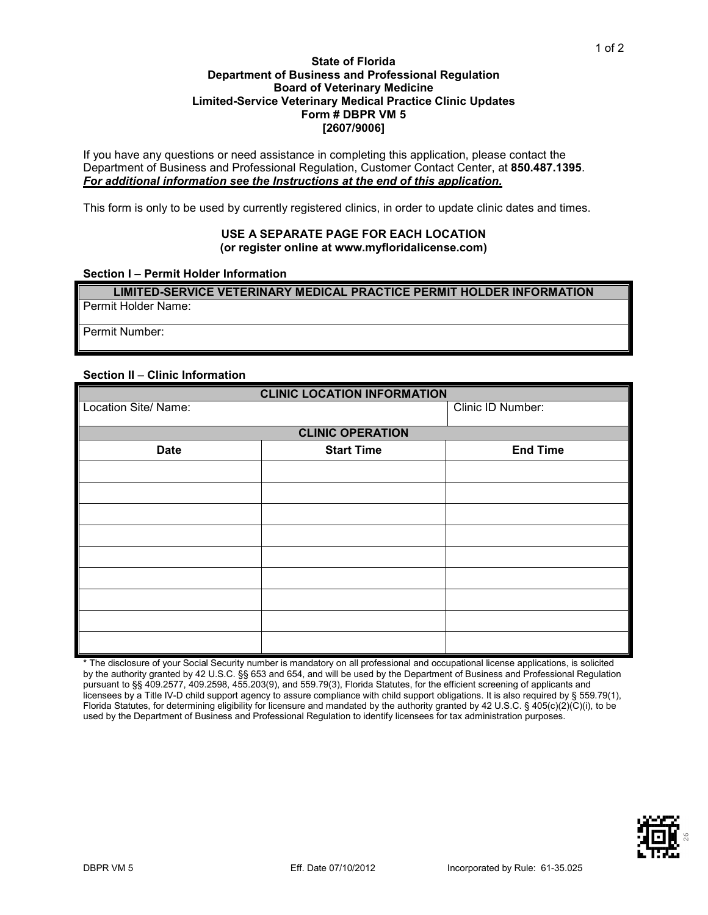**State of Florida**
**Department of Business and Professional Regulation**
**Board of Veterinary Medicine**
**Limited-Service Veterinary Medical Practice Clinic Updates**
**Form # DBPR VM 5**
**[2607/9006]**

If you have any questions or need assistance in completing this application, please contact the Department of Business and Professional Regulation, Customer Contact Center, at **850.487.1395**.
***For additional information see the Instructions at the end of this application.***

This form is only to be used by currently registered clinics, in order to update clinic dates and times.

**USE A SEPARATE PAGE FOR EACH LOCATION**
**(or register online at www.myfloridalicense.com)**

**Section I – Permit Holder Information**

| LIMITED-SERVICE VETERINARY MEDICAL PRACTICE PERMIT HOLDER INFORMATION |
|---|
| Permit Holder Name: |
| Permit Number: |

**Section II – Clinic Information**

| CLINIC LOCATION INFORMATION | | |
|---|---|---|
| Location Site/ Name: | | Clinic ID Number: |
| **CLINIC OPERATION** | | |
| **Date** | **Start Time** | **End Time** |
| | | |
| | | |
| | | |
| | | |
| | | |
| | | |
| | | |
| | | |
| | | |

* The disclosure of your Social Security number is mandatory on all professional and occupational license applications, is solicited by the authority granted by 42 U.S.C. §§ 653 and 654, and will be used by the Department of Business and Professional Regulation pursuant to §§ 409.2577, 409.2598, 455.203(9), and 559.79(3), Florida Statutes, for the efficient screening of applicants and licensees by a Title IV-D child support agency to assure compliance with child support obligations. It is also required by § 559.79(1), Florida Statutes, for determining eligibility for licensure and mandated by the authority granted by 42 U.S.C. § 405(c)(2)(C)(i), to be used by the Department of Business and Professional Regulation to identify licensees for tax administration purposes.

DBPR VM 5 Eff. Date 07/10/2012 Incorporated by Rule: 61-35.025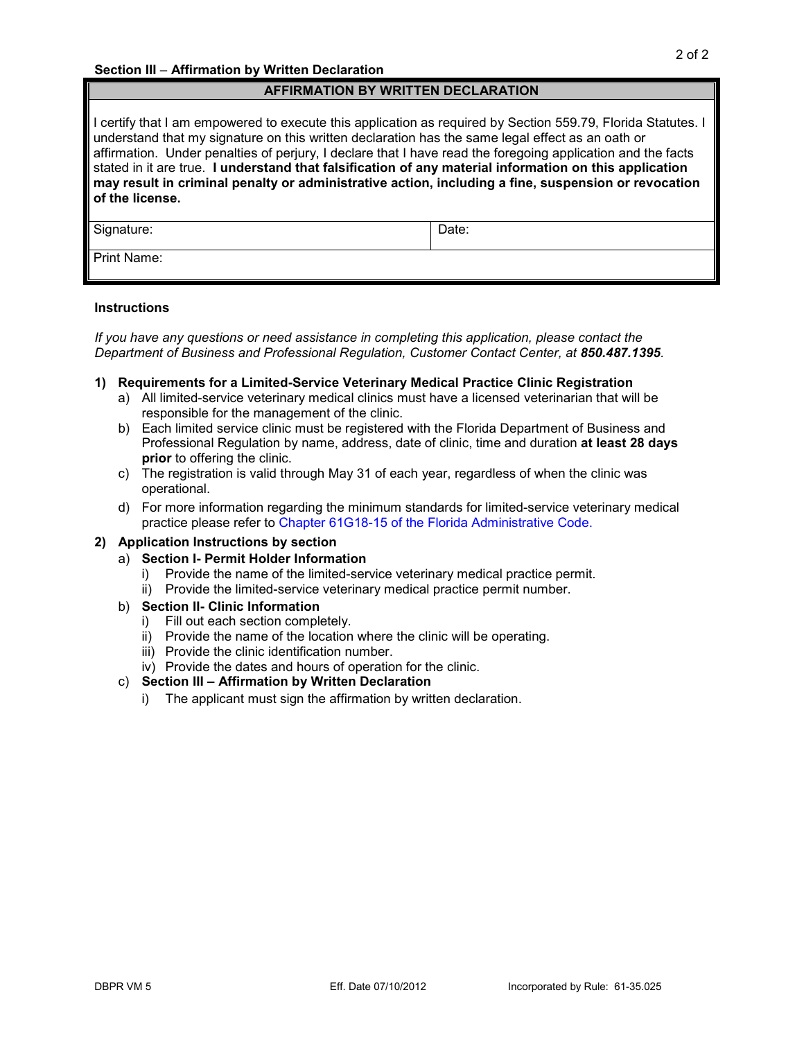**Section III – Affirmation by Written Declaration**

| AFFIRMATION BY WRITTEN DECLARATION | |
|---|---|
| I certify that I am empowered to execute this application as required by Section 559.79, Florida Statutes. I understand that my signature on this written declaration has the same legal effect as an oath or affirmation. Under penalties of perjury, I declare that I have read the foregoing application and the facts stated in it are true. **I understand that falsification of any material information on this application may result in criminal penalty or administrative action, including a fine, suspension or revocation of the license.** | |
| Signature: | Date: |
| Print Name: | |

**Instructions**

*If you have any questions or need assistance in completing this application, please contact the Department of Business and Professional Regulation, Customer Contact Center, at **850.487.1395**.*

1) **Requirements for a Limited-Service Veterinary Medical Practice Clinic Registration**
   a) All limited-service veterinary medical clinics must have a licensed veterinarian that will be responsible for the management of the clinic.
   b) Each limited service clinic must be registered with the Florida Department of Business and Professional Regulation by name, address, date of clinic, time and duration **at least 28 days prior** to offering the clinic.
   c) The registration is valid through May 31 of each year, regardless of when the clinic was operational.
   d) For more information regarding the minimum standards for limited-service veterinary medical practice please refer to Chapter 61G18-15 of the Florida Administrative Code.

2) **Application Instructions by section**
   a) **Section I- Permit Holder Information**
      i) Provide the name of the limited-service veterinary medical practice permit.
      ii) Provide the limited-service veterinary medical practice permit number.
   b) **Section II- Clinic Information**
      i) Fill out each section completely.
      ii) Provide the name of the location where the clinic will be operating.
      iii) Provide the clinic identification number.
      iv) Provide the dates and hours of operation for the clinic.
   c) **Section III – Affirmation by Written Declaration**
      i) The applicant must sign the affirmation by written declaration.

DBPR VM 5 Eff. Date 07/10/2012 Incorporated by Rule: 61-35.025